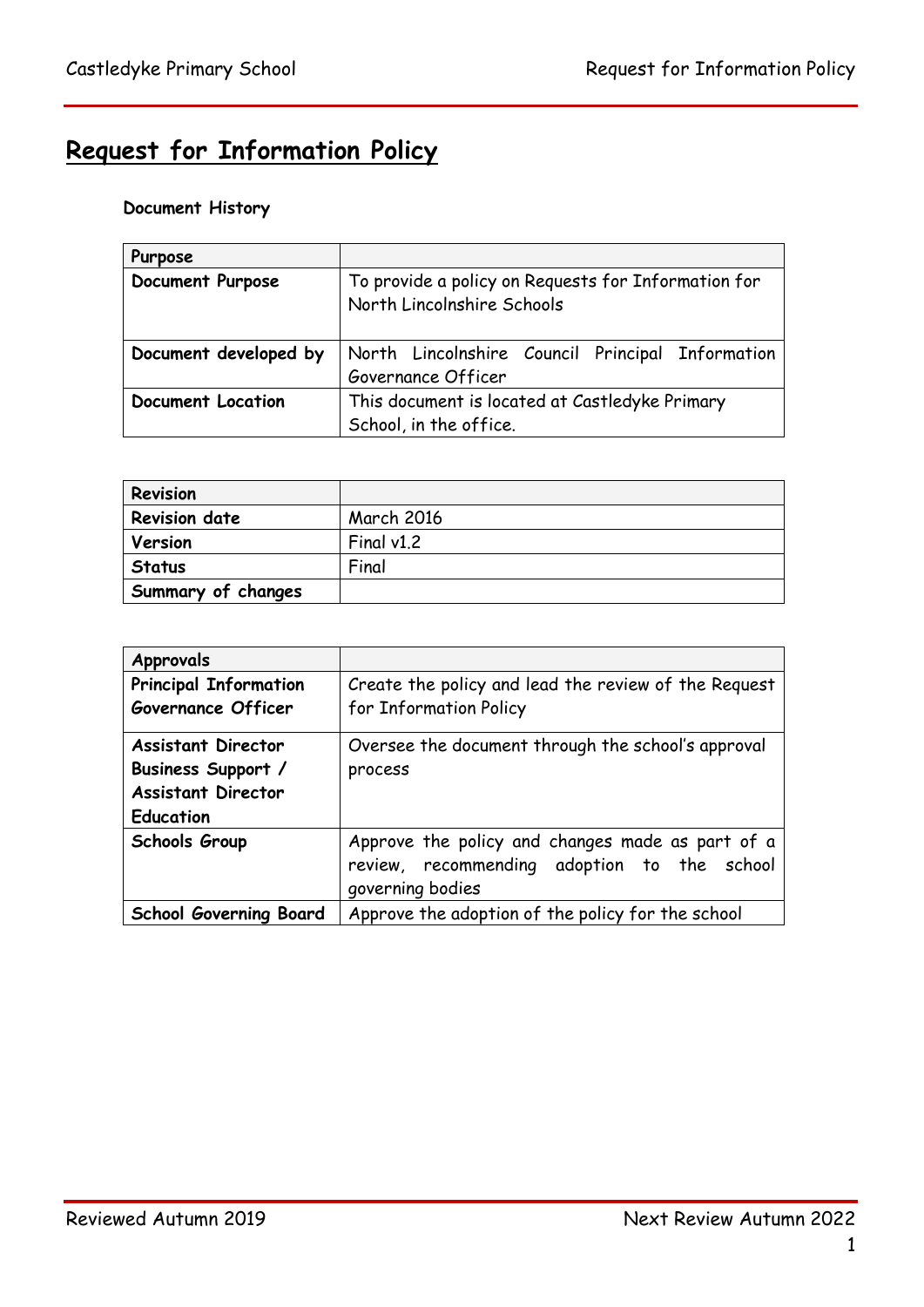# Request for Information Policy

**Document History**

| **Purpose** | |
|---|---|
| **Document Purpose** | To provide a policy on Requests for Information for North Lincolnshire Schools |
| **Document developed by** | North Lincolnshire Council Principal Information Governance Officer |
| **Document Location** | This document is located at Castledyke Primary School, in the office. |

| **Revision** | |
|---|---|
| **Revision date** | March 2016 |
| **Version** | Final v1.2 |
| **Status** | Final |
| **Summary of changes** | |

| **Approvals** | |
|---|---|
| **Principal Information Governance Officer** | Create the policy and lead the review of the Request for Information Policy |
| **Assistant Director Business Support / Assistant Director Education** | Oversee the document through the school's approval process |
| **Schools Group** | Approve the policy and changes made as part of a review, recommending adoption to the school governing bodies |
| **School Governing Board** | Approve the adoption of the policy for the school |

Reviewed Autumn 2019 Next Review Autumn 2022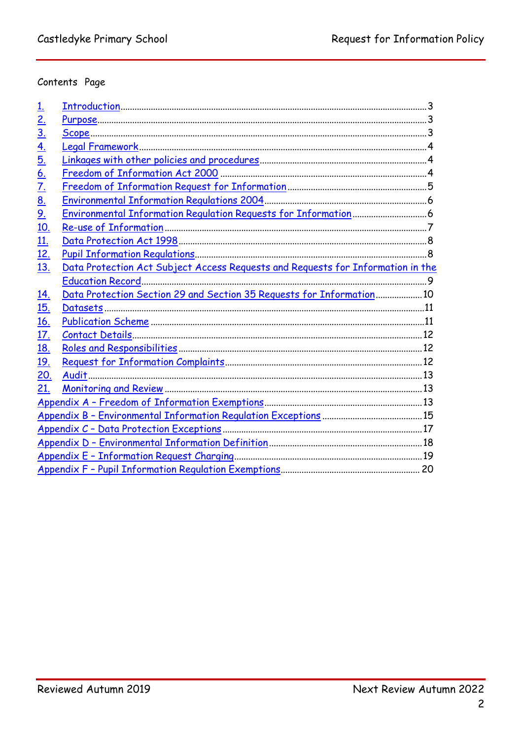Contents Page

1. Introduction ... 3
2. Purpose ... 3
3. Scope ... 3
4. Legal Framework ... 4
5. Linkages with other policies and procedures ... 4
6. Freedom of Information Act 2000 ... 4
7. Freedom of Information Request for Information ... 5
8. Environmental Information Regulations 2004 ... 6
9. Environmental Information Regulation Requests for Information ... 6
10. Re-use of Information ... 7
11. Data Protection Act 1998 ... 8
12. Pupil Information Regulations ... 8
13. Data Protection Act Subject Access Requests and Requests for Information in the Education Record ... 9
14. Data Protection Section 29 and Section 35 Requests for Information ... 10
15. Datasets ... 11
16. Publication Scheme ... 11
17. Contact Details ... 12
18. Roles and Responsibilities ... 12
19. Request for Information Complaints ... 12
20. Audit ... 13
21. Monitoring and Review ... 13

Appendix A – Freedom of Information Exemptions ... 13
Appendix B – Environmental Information Regulation Exceptions ... 15
Appendix C – Data Protection Exceptions ... 17
Appendix D – Environmental Information Definition ... 18
Appendix E – Information Request Charging ... 19
Appendix F – Pupil Information Regulation Exemptions ... 20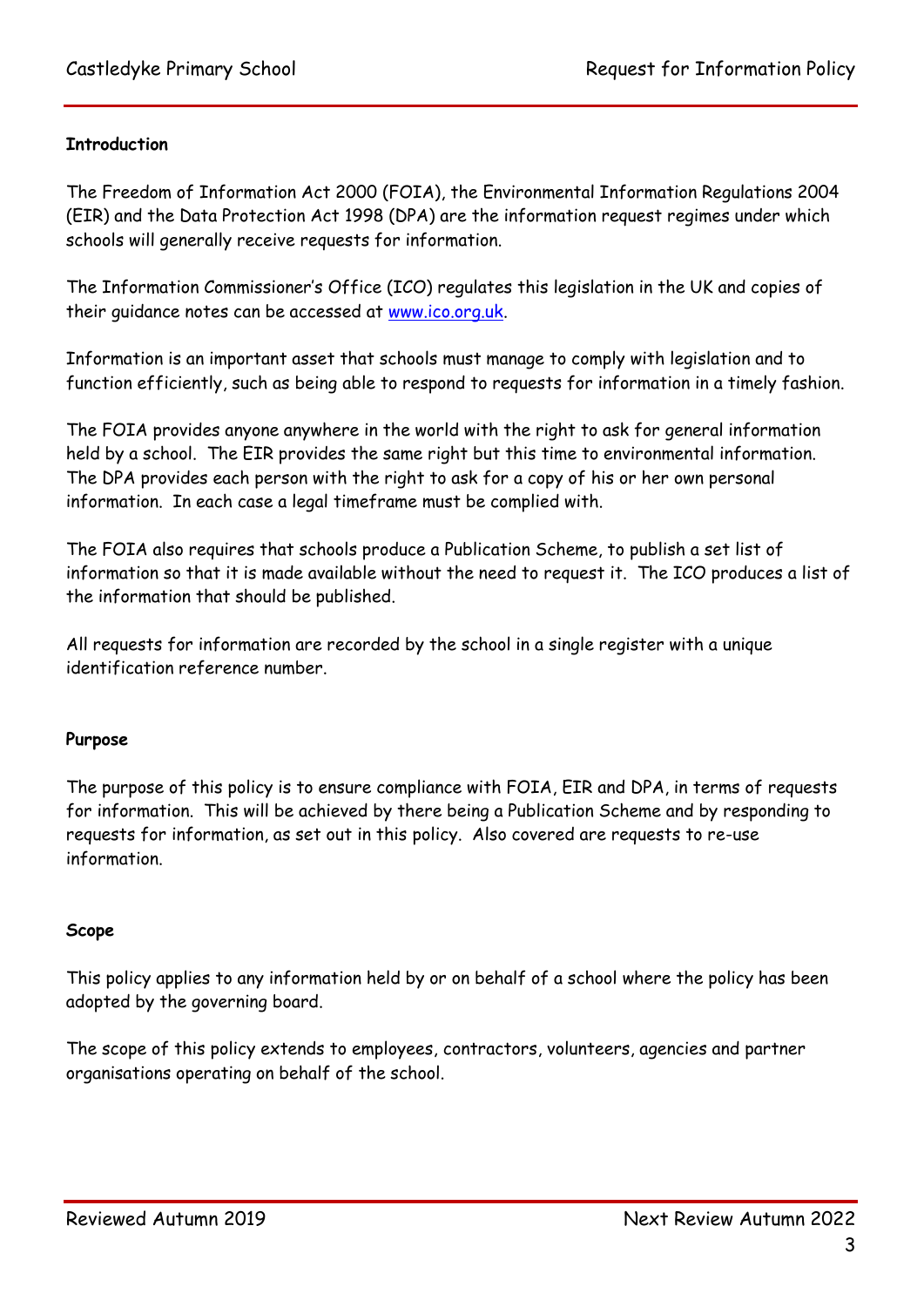**Introduction**

The Freedom of Information Act 2000 (FOIA), the Environmental Information Regulations 2004 (EIR) and the Data Protection Act 1998 (DPA) are the information request regimes under which schools will generally receive requests for information.

The Information Commissioner's Office (ICO) regulates this legislation in the UK and copies of their guidance notes can be accessed at [www.ico.org.uk](www.ico.org.uk).

Information is an important asset that schools must manage to comply with legislation and to function efficiently, such as being able to respond to requests for information in a timely fashion.

The FOIA provides anyone anywhere in the world with the right to ask for general information held by a school. The EIR provides the same right but this time to environmental information. The DPA provides each person with the right to ask for a copy of his or her own personal information. In each case a legal timeframe must be complied with.

The FOIA also requires that schools produce a Publication Scheme, to publish a set list of information so that it is made available without the need to request it. The ICO produces a list of the information that should be published.

All requests for information are recorded by the school in a single register with a unique identification reference number.

**Purpose**

The purpose of this policy is to ensure compliance with FOIA, EIR and DPA, in terms of requests for information. This will be achieved by there being a Publication Scheme and by responding to requests for information, as set out in this policy. Also covered are requests to re-use information.

**Scope**

This policy applies to any information held by or on behalf of a school where the policy has been adopted by the governing board.

The scope of this policy extends to employees, contractors, volunteers, agencies and partner organisations operating on behalf of the school.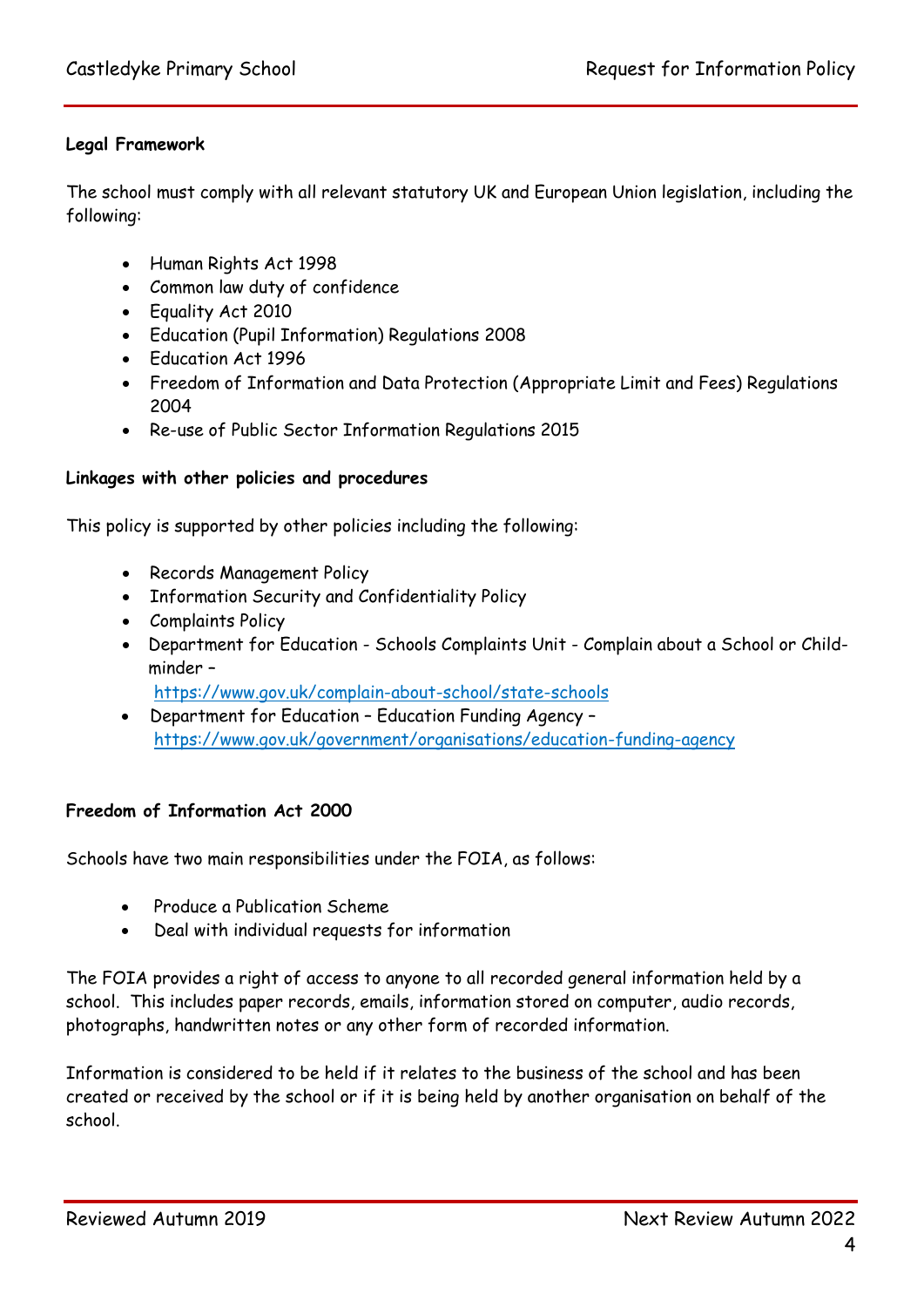**Legal Framework**

The school must comply with all relevant statutory UK and European Union legislation, including the following:

- Human Rights Act 1998
- Common law duty of confidence
- Equality Act 2010
- Education (Pupil Information) Regulations 2008
- Education Act 1996
- Freedom of Information and Data Protection (Appropriate Limit and Fees) Regulations 2004
- Re-use of Public Sector Information Regulations 2015

**Linkages with other policies and procedures**

This policy is supported by other policies including the following:

- Records Management Policy
- Information Security and Confidentiality Policy
- Complaints Policy
- Department for Education - Schools Complaints Unit - Complain about a School or Child-minder – https://www.gov.uk/complain-about-school/state-schools
- Department for Education – Education Funding Agency – https://www.gov.uk/government/organisations/education-funding-agency

**Freedom of Information Act 2000**

Schools have two main responsibilities under the FOIA, as follows:

- Produce a Publication Scheme
- Deal with individual requests for information

The FOIA provides a right of access to anyone to all recorded general information held by a school. This includes paper records, emails, information stored on computer, audio records, photographs, handwritten notes or any other form of recorded information.

Information is considered to be held if it relates to the business of the school and has been created or received by the school or if it is being held by another organisation on behalf of the school.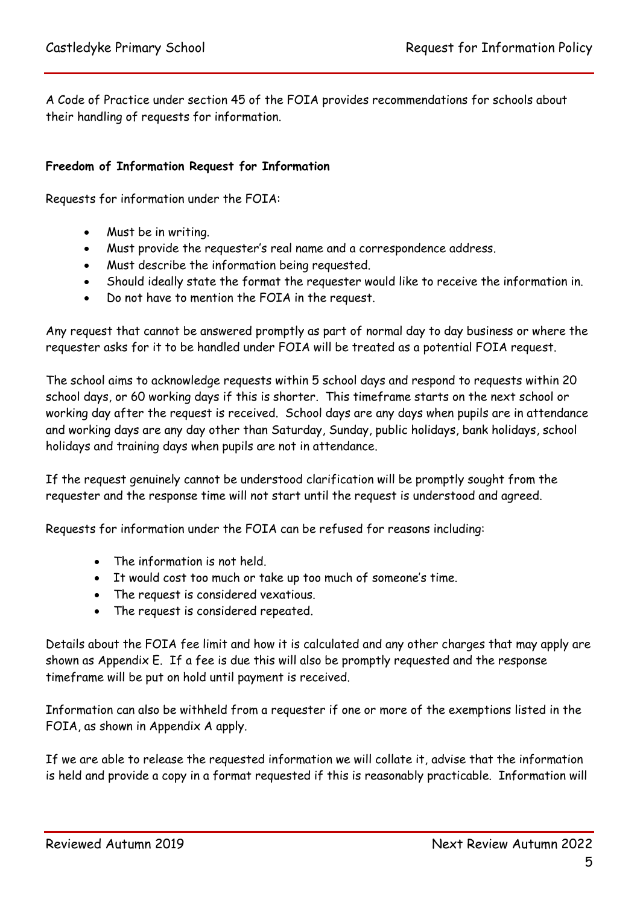A Code of Practice under section 45 of the FOIA provides recommendations for schools about their handling of requests for information.

**Freedom of Information Request for Information**

Requests for information under the FOIA:

- Must be in writing.
- Must provide the requester's real name and a correspondence address.
- Must describe the information being requested.
- Should ideally state the format the requester would like to receive the information in.
- Do not have to mention the FOIA in the request.

Any request that cannot be answered promptly as part of normal day to day business or where the requester asks for it to be handled under FOIA will be treated as a potential FOIA request.

The school aims to acknowledge requests within 5 school days and respond to requests within 20 school days, or 60 working days if this is shorter. This timeframe starts on the next school or working day after the request is received. School days are any days when pupils are in attendance and working days are any day other than Saturday, Sunday, public holidays, bank holidays, school holidays and training days when pupils are not in attendance.

If the request genuinely cannot be understood clarification will be promptly sought from the requester and the response time will not start until the request is understood and agreed.

Requests for information under the FOIA can be refused for reasons including:

- The information is not held.
- It would cost too much or take up too much of someone's time.
- The request is considered vexatious.
- The request is considered repeated.

Details about the FOIA fee limit and how it is calculated and any other charges that may apply are shown as Appendix E. If a fee is due this will also be promptly requested and the response timeframe will be put on hold until payment is received.

Information can also be withheld from a requester if one or more of the exemptions listed in the FOIA, as shown in Appendix A apply.

If we are able to release the requested information we will collate it, advise that the information is held and provide a copy in a format requested if this is reasonably practicable. Information will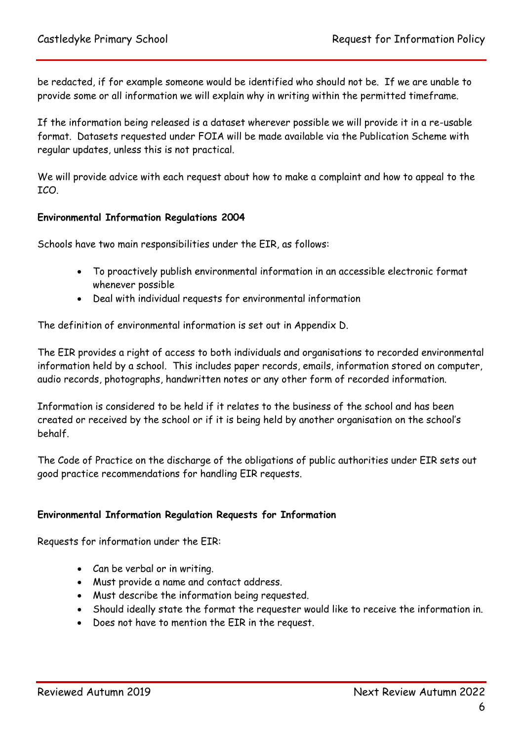be redacted, if for example someone would be identified who should not be. If we are unable to provide some or all information we will explain why in writing within the permitted timeframe.

If the information being released is a dataset wherever possible we will provide it in a re-usable format. Datasets requested under FOIA will be made available via the Publication Scheme with regular updates, unless this is not practical.

We will provide advice with each request about how to make a complaint and how to appeal to the ICO.

**Environmental Information Regulations 2004**

Schools have two main responsibilities under the EIR, as follows:

- To proactively publish environmental information in an accessible electronic format whenever possible
- Deal with individual requests for environmental information

The definition of environmental information is set out in Appendix D.

The EIR provides a right of access to both individuals and organisations to recorded environmental information held by a school. This includes paper records, emails, information stored on computer, audio records, photographs, handwritten notes or any other form of recorded information.

Information is considered to be held if it relates to the business of the school and has been created or received by the school or if it is being held by another organisation on the school's behalf.

The Code of Practice on the discharge of the obligations of public authorities under EIR sets out good practice recommendations for handling EIR requests.

**Environmental Information Regulation Requests for Information**

Requests for information under the EIR:

- Can be verbal or in writing.
- Must provide a name and contact address.
- Must describe the information being requested.
- Should ideally state the format the requester would like to receive the information in.
- Does not have to mention the EIR in the request.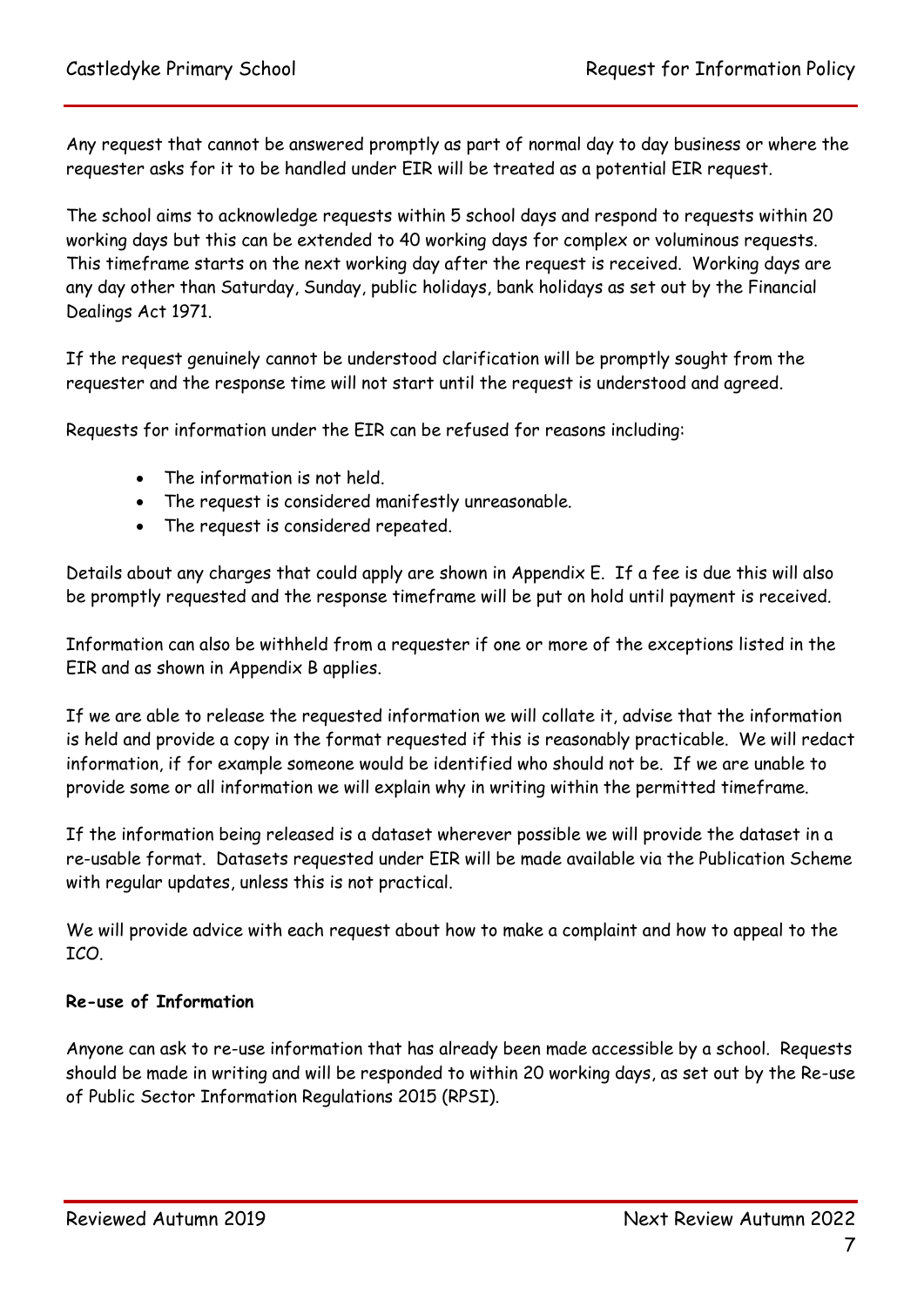Any request that cannot be answered promptly as part of normal day to day business or where the requester asks for it to be handled under EIR will be treated as a potential EIR request.

The school aims to acknowledge requests within 5 school days and respond to requests within 20 working days but this can be extended to 40 working days for complex or voluminous requests. This timeframe starts on the next working day after the request is received. Working days are any day other than Saturday, Sunday, public holidays, bank holidays as set out by the Financial Dealings Act 1971.

If the request genuinely cannot be understood clarification will be promptly sought from the requester and the response time will not start until the request is understood and agreed.

Requests for information under the EIR can be refused for reasons including:

- The information is not held.
- The request is considered manifestly unreasonable.
- The request is considered repeated.

Details about any charges that could apply are shown in Appendix E. If a fee is due this will also be promptly requested and the response timeframe will be put on hold until payment is received.

Information can also be withheld from a requester if one or more of the exceptions listed in the EIR and as shown in Appendix B applies.

If we are able to release the requested information we will collate it, advise that the information is held and provide a copy in the format requested if this is reasonably practicable. We will redact information, if for example someone would be identified who should not be. If we are unable to provide some or all information we will explain why in writing within the permitted timeframe.

If the information being released is a dataset wherever possible we will provide the dataset in a re-usable format. Datasets requested under EIR will be made available via the Publication Scheme with regular updates, unless this is not practical.

We will provide advice with each request about how to make a complaint and how to appeal to the ICO.

**Re-use of Information**

Anyone can ask to re-use information that has already been made accessible by a school. Requests should be made in writing and will be responded to within 20 working days, as set out by the Re-use of Public Sector Information Regulations 2015 (RPSI).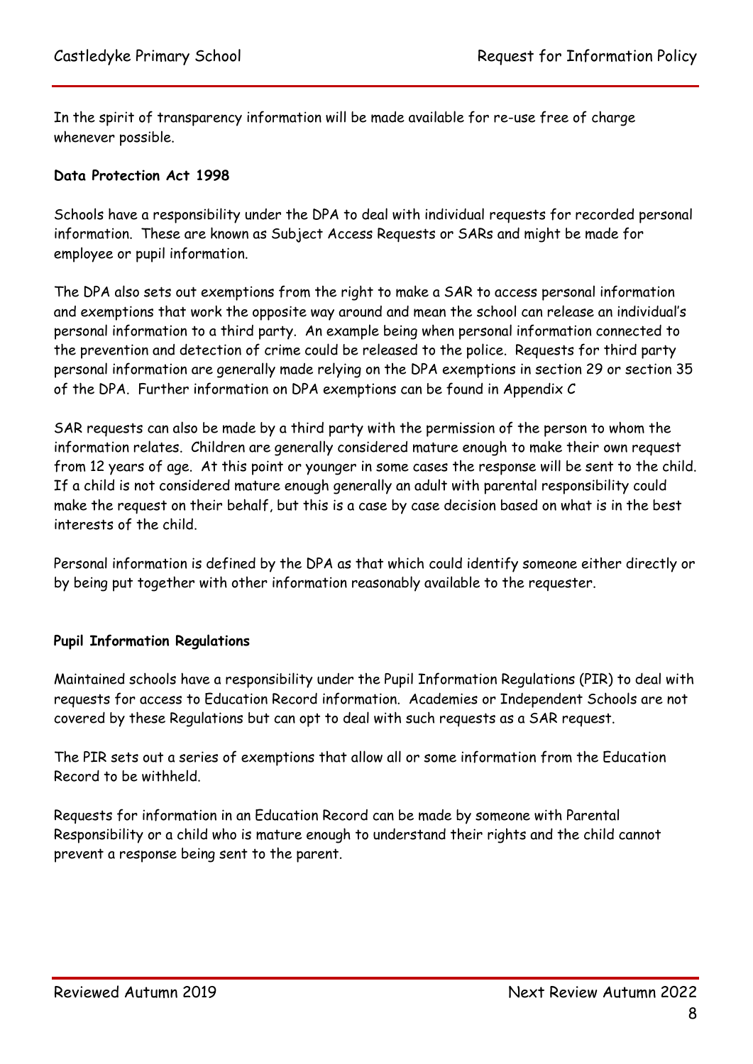In the spirit of transparency information will be made available for re-use free of charge whenever possible.

**Data Protection Act 1998**

Schools have a responsibility under the DPA to deal with individual requests for recorded personal information. These are known as Subject Access Requests or SARs and might be made for employee or pupil information.

The DPA also sets out exemptions from the right to make a SAR to access personal information and exemptions that work the opposite way around and mean the school can release an individual's personal information to a third party. An example being when personal information connected to the prevention and detection of crime could be released to the police. Requests for third party personal information are generally made relying on the DPA exemptions in section 29 or section 35 of the DPA. Further information on DPA exemptions can be found in Appendix C

SAR requests can also be made by a third party with the permission of the person to whom the information relates. Children are generally considered mature enough to make their own request from 12 years of age. At this point or younger in some cases the response will be sent to the child. If a child is not considered mature enough generally an adult with parental responsibility could make the request on their behalf, but this is a case by case decision based on what is in the best interests of the child.

Personal information is defined by the DPA as that which could identify someone either directly or by being put together with other information reasonably available to the requester.

**Pupil Information Regulations**

Maintained schools have a responsibility under the Pupil Information Regulations (PIR) to deal with requests for access to Education Record information. Academies or Independent Schools are not covered by these Regulations but can opt to deal with such requests as a SAR request.

The PIR sets out a series of exemptions that allow all or some information from the Education Record to be withheld.

Requests for information in an Education Record can be made by someone with Parental Responsibility or a child who is mature enough to understand their rights and the child cannot prevent a response being sent to the parent.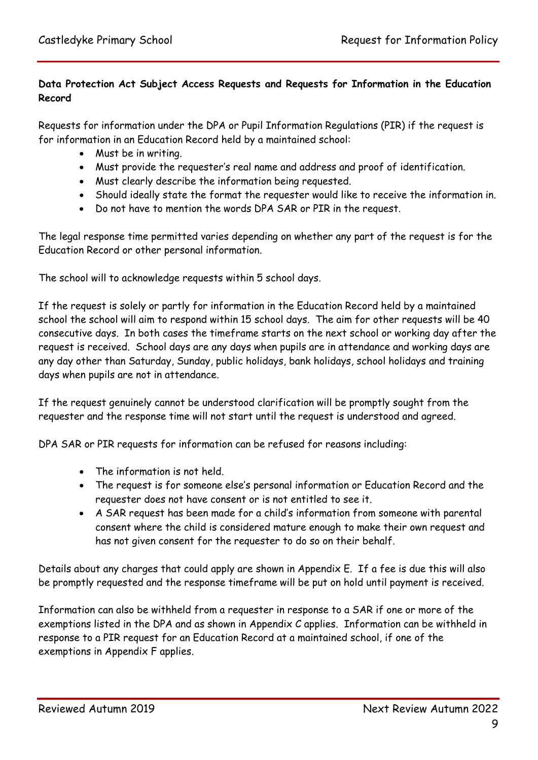**Data Protection Act Subject Access Requests and Requests for Information in the Education Record**

Requests for information under the DPA or Pupil Information Regulations (PIR) if the request is for information in an Education Record held by a maintained school:

- Must be in writing.
- Must provide the requester's real name and address and proof of identification.
- Must clearly describe the information being requested.
- Should ideally state the format the requester would like to receive the information in.
- Do not have to mention the words DPA SAR or PIR in the request.

The legal response time permitted varies depending on whether any part of the request is for the Education Record or other personal information.

The school will to acknowledge requests within 5 school days.

If the request is solely or partly for information in the Education Record held by a maintained school the school will aim to respond within 15 school days. The aim for other requests will be 40 consecutive days. In both cases the timeframe starts on the next school or working day after the request is received. School days are any days when pupils are in attendance and working days are any day other than Saturday, Sunday, public holidays, bank holidays, school holidays and training days when pupils are not in attendance.

If the request genuinely cannot be understood clarification will be promptly sought from the requester and the response time will not start until the request is understood and agreed.

DPA SAR or PIR requests for information can be refused for reasons including:

- The information is not held.
- The request is for someone else's personal information or Education Record and the requester does not have consent or is not entitled to see it.
- A SAR request has been made for a child's information from someone with parental consent where the child is considered mature enough to make their own request and has not given consent for the requester to do so on their behalf.

Details about any charges that could apply are shown in Appendix E. If a fee is due this will also be promptly requested and the response timeframe will be put on hold until payment is received.

Information can also be withheld from a requester in response to a SAR if one or more of the exemptions listed in the DPA and as shown in Appendix C applies. Information can be withheld in response to a PIR request for an Education Record at a maintained school, if one of the exemptions in Appendix F applies.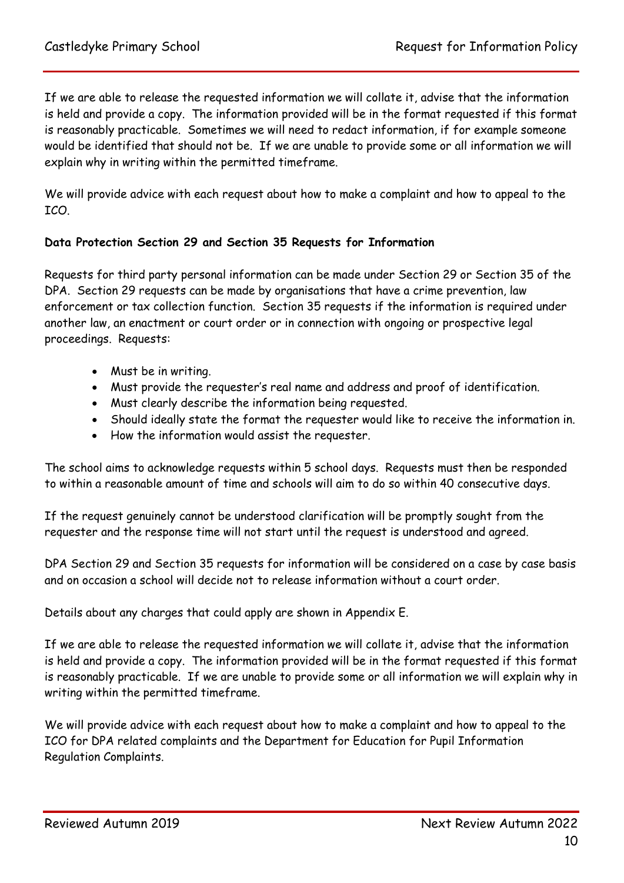If we are able to release the requested information we will collate it, advise that the information is held and provide a copy. The information provided will be in the format requested if this format is reasonably practicable. Sometimes we will need to redact information, if for example someone would be identified that should not be. If we are unable to provide some or all information we will explain why in writing within the permitted timeframe.

We will provide advice with each request about how to make a complaint and how to appeal to the ICO.

**Data Protection Section 29 and Section 35 Requests for Information**

Requests for third party personal information can be made under Section 29 or Section 35 of the DPA. Section 29 requests can be made by organisations that have a crime prevention, law enforcement or tax collection function. Section 35 requests if the information is required under another law, an enactment or court order or in connection with ongoing or prospective legal proceedings. Requests:

- Must be in writing.
- Must provide the requester's real name and address and proof of identification.
- Must clearly describe the information being requested.
- Should ideally state the format the requester would like to receive the information in.
- How the information would assist the requester.

The school aims to acknowledge requests within 5 school days. Requests must then be responded to within a reasonable amount of time and schools will aim to do so within 40 consecutive days.

If the request genuinely cannot be understood clarification will be promptly sought from the requester and the response time will not start until the request is understood and agreed.

DPA Section 29 and Section 35 requests for information will be considered on a case by case basis and on occasion a school will decide not to release information without a court order.

Details about any charges that could apply are shown in Appendix E.

If we are able to release the requested information we will collate it, advise that the information is held and provide a copy. The information provided will be in the format requested if this format is reasonably practicable. If we are unable to provide some or all information we will explain why in writing within the permitted timeframe.

We will provide advice with each request about how to make a complaint and how to appeal to the ICO for DPA related complaints and the Department for Education for Pupil Information Regulation Complaints.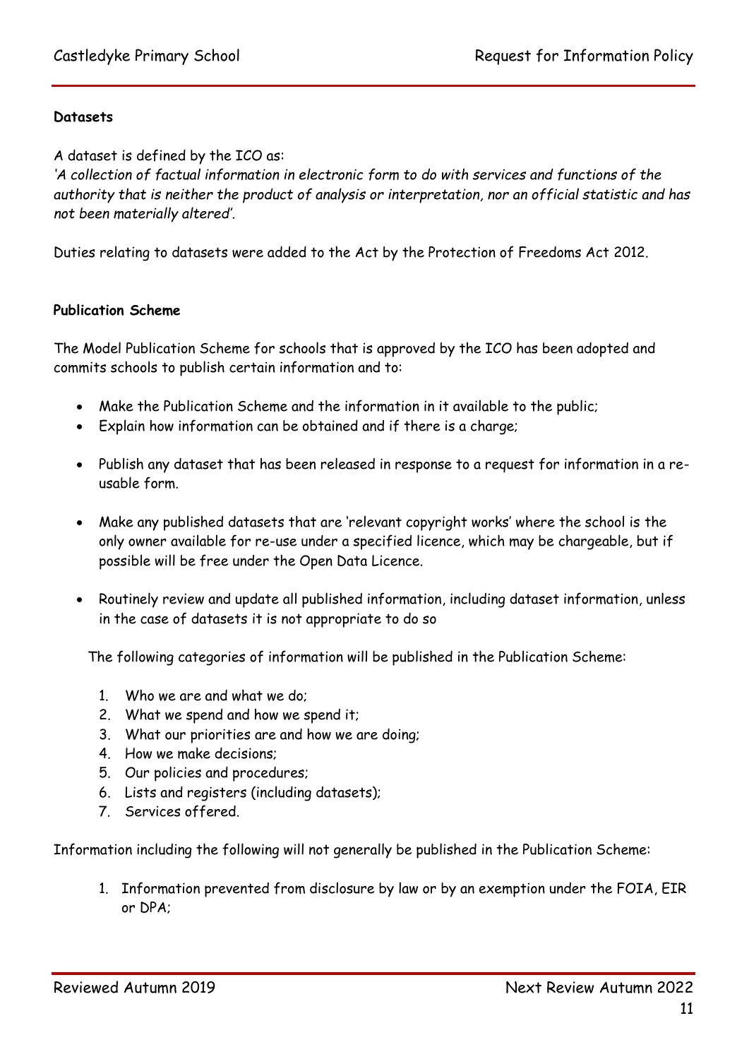**Datasets**

A dataset is defined by the ICO as:

*'A collection of factual information in electronic form to do with services and functions of the authority that is neither the product of analysis or interpretation, nor an official statistic and has not been materially altered'.*

Duties relating to datasets were added to the Act by the Protection of Freedoms Act 2012.

**Publication Scheme**

The Model Publication Scheme for schools that is approved by the ICO has been adopted and commits schools to publish certain information and to:

- Make the Publication Scheme and the information in it available to the public;
- Explain how information can be obtained and if there is a charge;
- Publish any dataset that has been released in response to a request for information in a re-usable form.
- Make any published datasets that are 'relevant copyright works' where the school is the only owner available for re-use under a specified licence, which may be chargeable, but if possible will be free under the Open Data Licence.
- Routinely review and update all published information, including dataset information, unless in the case of datasets it is not appropriate to do so

The following categories of information will be published in the Publication Scheme:

1. Who we are and what we do;
2. What we spend and how we spend it;
3. What our priorities are and how we are doing;
4. How we make decisions;
5. Our policies and procedures;
6. Lists and registers (including datasets);
7. Services offered.

Information including the following will not generally be published in the Publication Scheme:

1. Information prevented from disclosure by law or by an exemption under the FOIA, EIR or DPA;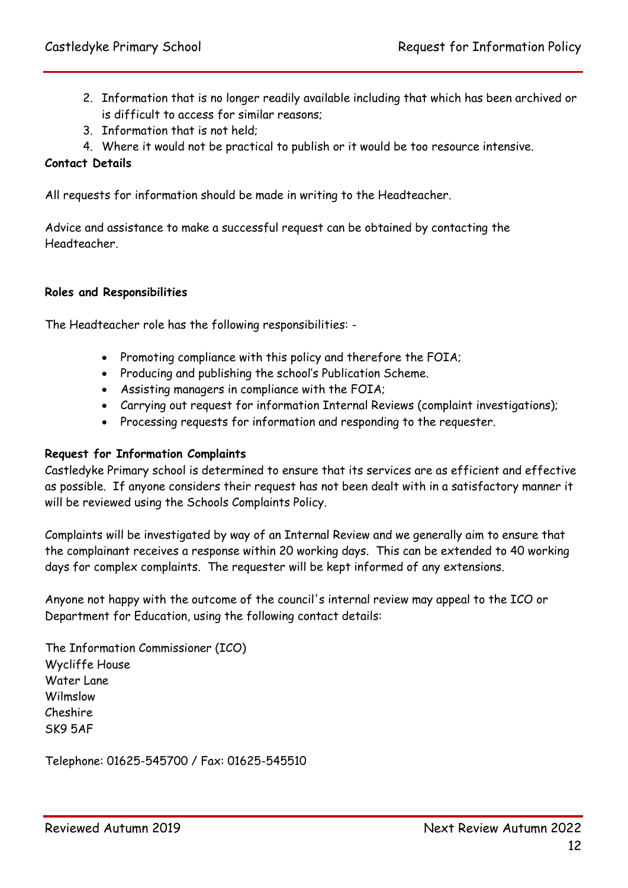2. Information that is no longer readily available including that which has been archived or is difficult to access for similar reasons;
3. Information that is not held;
4. Where it would not be practical to publish or it would be too resource intensive.

**Contact Details**

All requests for information should be made in writing to the Headteacher.

Advice and assistance to make a successful request can be obtained by contacting the Headteacher.

**Roles and Responsibilities**

The Headteacher role has the following responsibilities: -

- Promoting compliance with this policy and therefore the FOIA;
- Producing and publishing the school's Publication Scheme.
- Assisting managers in compliance with the FOIA;
- Carrying out request for information Internal Reviews (complaint investigations);
- Processing requests for information and responding to the requester.

**Request for Information Complaints**

Castledyke Primary school is determined to ensure that its services are as efficient and effective as possible. If anyone considers their request has not been dealt with in a satisfactory manner it will be reviewed using the Schools Complaints Policy.

Complaints will be investigated by way of an Internal Review and we generally aim to ensure that the complainant receives a response within 20 working days. This can be extended to 40 working days for complex complaints. The requester will be kept informed of any extensions.

Anyone not happy with the outcome of the council's internal review may appeal to the ICO or Department for Education, using the following contact details:

The Information Commissioner (ICO)
Wycliffe House
Water Lane
Wilmslow
Cheshire
SK9 5AF

Telephone: 01625-545700 / Fax: 01625-545510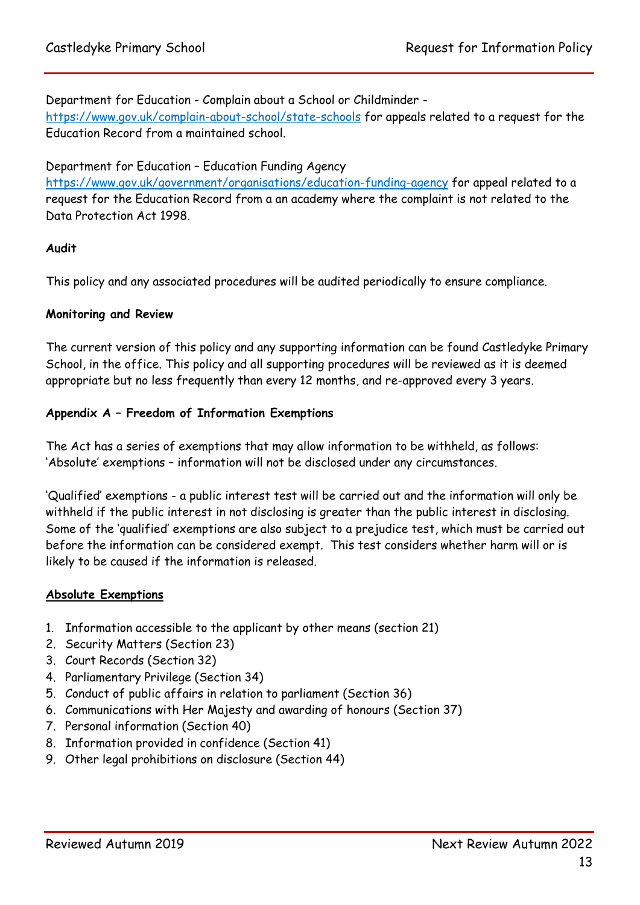Department for Education - Complain about a School or Childminder - https://www.gov.uk/complain-about-school/state-schools for appeals related to a request for the Education Record from a maintained school.

Department for Education – Education Funding Agency https://www.gov.uk/government/organisations/education-funding-agency for appeal related to a request for the Education Record from a an academy where the complaint is not related to the Data Protection Act 1998.

**Audit**

This policy and any associated procedures will be audited periodically to ensure compliance.

**Monitoring and Review**

The current version of this policy and any supporting information can be found Castledyke Primary School, in the office. This policy and all supporting procedures will be reviewed as it is deemed appropriate but no less frequently than every 12 months, and re-approved every 3 years.

**Appendix A – Freedom of Information Exemptions**

The Act has a series of exemptions that may allow information to be withheld, as follows: 'Absolute' exemptions – information will not be disclosed under any circumstances.

'Qualified' exemptions - a public interest test will be carried out and the information will only be withheld if the public interest in not disclosing is greater than the public interest in disclosing. Some of the 'qualified' exemptions are also subject to a prejudice test, which must be carried out before the information can be considered exempt. This test considers whether harm will or is likely to be caused if the information is released.

**Absolute Exemptions**

1. Information accessible to the applicant by other means (section 21)
2. Security Matters (Section 23)
3. Court Records (Section 32)
4. Parliamentary Privilege (Section 34)
5. Conduct of public affairs in relation to parliament (Section 36)
6. Communications with Her Majesty and awarding of honours (Section 37)
7. Personal information (Section 40)
8. Information provided in confidence (Section 41)
9. Other legal prohibitions on disclosure (Section 44)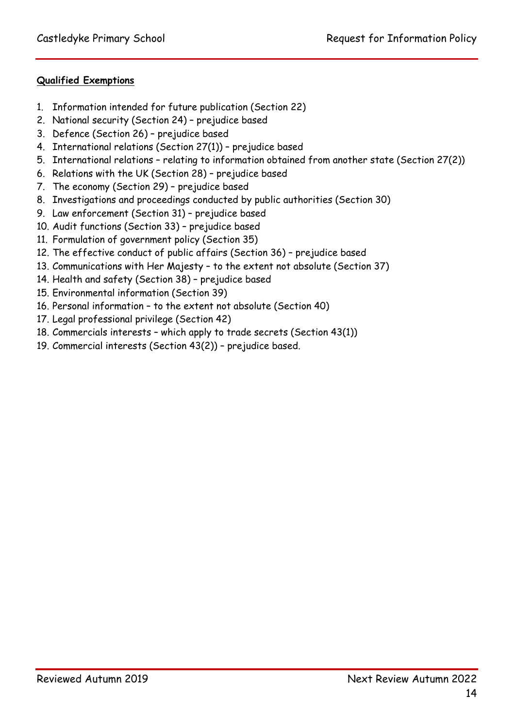**Qualified Exemptions**

1. Information intended for future publication (Section 22)
2. National security (Section 24) – prejudice based
3. Defence (Section 26) – prejudice based
4. International relations (Section 27(1)) – prejudice based
5. International relations – relating to information obtained from another state (Section 27(2))
6. Relations with the UK (Section 28) – prejudice based
7. The economy (Section 29) – prejudice based
8. Investigations and proceedings conducted by public authorities (Section 30)
9. Law enforcement (Section 31) – prejudice based
10. Audit functions (Section 33) – prejudice based
11. Formulation of government policy (Section 35)
12. The effective conduct of public affairs (Section 36) – prejudice based
13. Communications with Her Majesty – to the extent not absolute (Section 37)
14. Health and safety (Section 38) – prejudice based
15. Environmental information (Section 39)
16. Personal information – to the extent not absolute (Section 40)
17. Legal professional privilege (Section 42)
18. Commercials interests – which apply to trade secrets (Section 43(1))
19. Commercial interests (Section 43(2)) – prejudice based.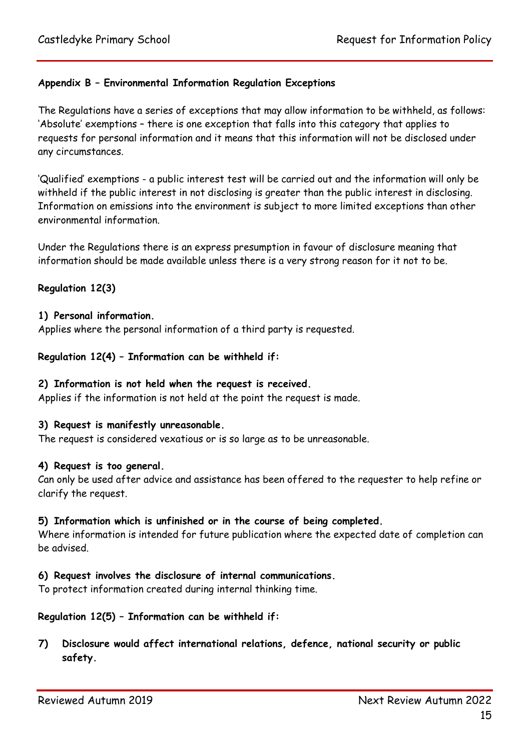## Appendix B – Environmental Information Regulation Exceptions

The Regulations have a series of exceptions that may allow information to be withheld, as follows: 'Absolute' exemptions – there is one exception that falls into this category that applies to requests for personal information and it means that this information will not be disclosed under any circumstances.

'Qualified' exemptions - a public interest test will be carried out and the information will only be withheld if the public interest in not disclosing is greater than the public interest in disclosing. Information on emissions into the environment is subject to more limited exceptions than other environmental information.

Under the Regulations there is an express presumption in favour of disclosure meaning that information should be made available unless there is a very strong reason for it not to be.

**Regulation 12(3)**

**1) Personal information.**
Applies where the personal information of a third party is requested.

**Regulation 12(4) – Information can be withheld if:**

**2) Information is not held when the request is received.**
Applies if the information is not held at the point the request is made.

**3) Request is manifestly unreasonable.**
The request is considered vexatious or is so large as to be unreasonable.

**4) Request is too general.**
Can only be used after advice and assistance has been offered to the requester to help refine or clarify the request.

**5) Information which is unfinished or in the course of being completed.**
Where information is intended for future publication where the expected date of completion can be advised.

**6) Request involves the disclosure of internal communications.**
To protect information created during internal thinking time.

**Regulation 12(5) – Information can be withheld if:**

**7) Disclosure would affect international relations, defence, national security or public safety.**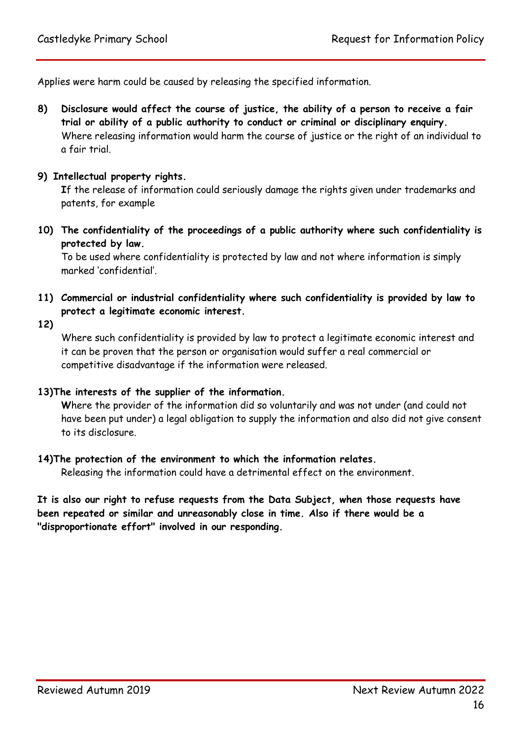Applies were harm could be caused by releasing the specified information.

8) **Disclosure would affect the course of justice, the ability of a person to receive a fair trial or ability of a public authority to conduct or criminal or disciplinary enquiry.**
Where releasing information would harm the course of justice or the right of an individual to a fair trial.

9) **Intellectual property rights.**
If the release of information could seriously damage the rights given under trademarks and patents, for example

10) **The confidentiality of the proceedings of a public authority where such confidentiality is protected by law.**
To be used where confidentiality is protected by law and not where information is simply marked 'confidential'.

11) **Commercial or industrial confidentiality where such confidentiality is provided by law to protect a legitimate economic interest.**

12)
Where such confidentiality is provided by law to protect a legitimate economic interest and it can be proven that the person or organisation would suffer a real commercial or competitive disadvantage if the information were released.

13) **The interests of the supplier of the information.**
Where the provider of the information did so voluntarily and was not under (and could not have been put under) a legal obligation to supply the information and also did not give consent to its disclosure.

14) **The protection of the environment to which the information relates.**
Releasing the information could have a detrimental effect on the environment.

**It is also our right to refuse requests from the Data Subject, when those requests have been repeated or similar and unreasonably close in time. Also if there would be a "disproportionate effort" involved in our responding.**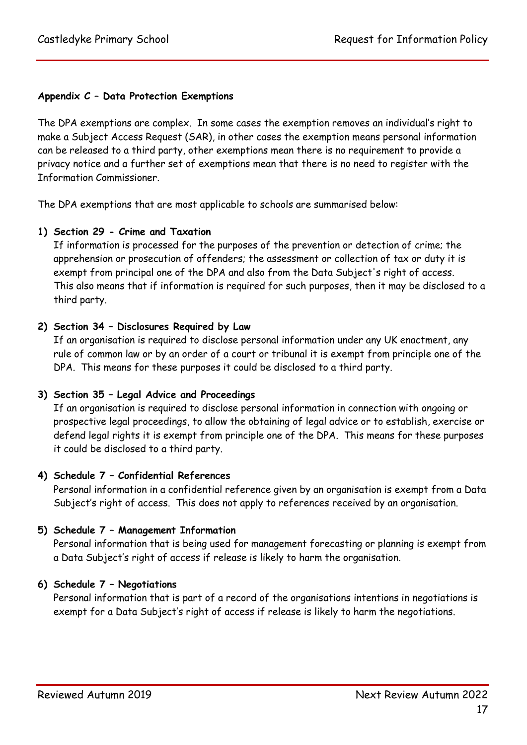**Appendix C – Data Protection Exemptions**

The DPA exemptions are complex. In some cases the exemption removes an individual's right to make a Subject Access Request (SAR), in other cases the exemption means personal information can be released to a third party, other exemptions mean there is no requirement to provide a privacy notice and a further set of exemptions mean that there is no need to register with the Information Commissioner.

The DPA exemptions that are most applicable to schools are summarised below:

1) **Section 29 - Crime and Taxation**
   If information is processed for the purposes of the prevention or detection of crime; the apprehension or prosecution of offenders; the assessment or collection of tax or duty it is exempt from principal one of the DPA and also from the Data Subject's right of access. This also means that if information is required for such purposes, then it may be disclosed to a third party.

2) **Section 34 – Disclosures Required by Law**
   If an organisation is required to disclose personal information under any UK enactment, any rule of common law or by an order of a court or tribunal it is exempt from principle one of the DPA. This means for these purposes it could be disclosed to a third party.

3) **Section 35 – Legal Advice and Proceedings**
   If an organisation is required to disclose personal information in connection with ongoing or prospective legal proceedings, to allow the obtaining of legal advice or to establish, exercise or defend legal rights it is exempt from principle one of the DPA. This means for these purposes it could be disclosed to a third party.

4) **Schedule 7 – Confidential References**
   Personal information in a confidential reference given by an organisation is exempt from a Data Subject's right of access. This does not apply to references received by an organisation.

5) **Schedule 7 – Management Information**
   Personal information that is being used for management forecasting or planning is exempt from a Data Subject's right of access if release is likely to harm the organisation.

6) **Schedule 7 – Negotiations**
   Personal information that is part of a record of the organisations intentions in negotiations is exempt for a Data Subject's right of access if release is likely to harm the negotiations.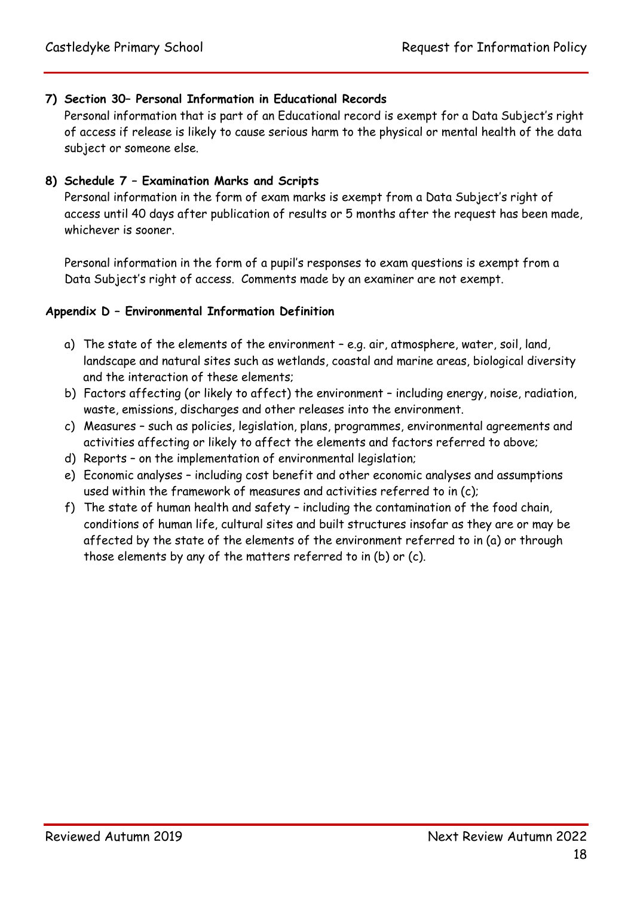**7) Section 30– Personal Information in Educational Records**

Personal information that is part of an Educational record is exempt for a Data Subject's right of access if release is likely to cause serious harm to the physical or mental health of the data subject or someone else.

**8) Schedule 7 – Examination Marks and Scripts**

Personal information in the form of exam marks is exempt from a Data Subject's right of access until 40 days after publication of results or 5 months after the request has been made, whichever is sooner.

Personal information in the form of a pupil's responses to exam questions is exempt from a Data Subject's right of access. Comments made by an examiner are not exempt.

**Appendix D – Environmental Information Definition**

a) The state of the elements of the environment – e.g. air, atmosphere, water, soil, land, landscape and natural sites such as wetlands, coastal and marine areas, biological diversity and the interaction of these elements;
b) Factors affecting (or likely to affect) the environment – including energy, noise, radiation, waste, emissions, discharges and other releases into the environment.
c) Measures – such as policies, legislation, plans, programmes, environmental agreements and activities affecting or likely to affect the elements and factors referred to above;
d) Reports – on the implementation of environmental legislation;
e) Economic analyses – including cost benefit and other economic analyses and assumptions used within the framework of measures and activities referred to in (c);
f) The state of human health and safety – including the contamination of the food chain, conditions of human life, cultural sites and built structures insofar as they are or may be affected by the state of the elements of the environment referred to in (a) or through those elements by any of the matters referred to in (b) or (c).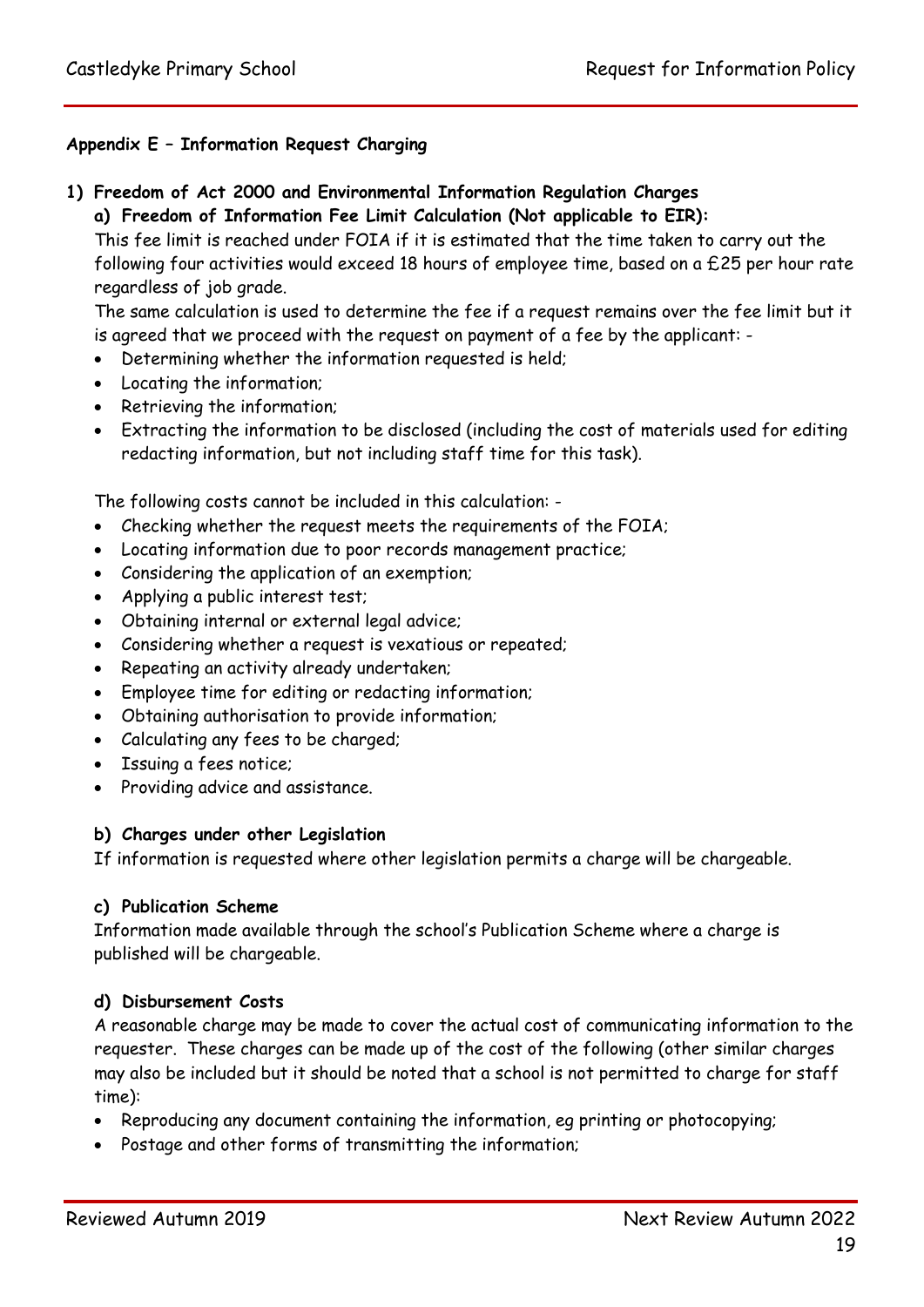### Appendix E – Information Request Charging

**1) Freedom of Act 2000 and Environmental Information Regulation Charges**

**a) Freedom of Information Fee Limit Calculation (Not applicable to EIR):**

This fee limit is reached under FOIA if it is estimated that the time taken to carry out the following four activities would exceed 18 hours of employee time, based on a £25 per hour rate regardless of job grade.

The same calculation is used to determine the fee if a request remains over the fee limit but it is agreed that we proceed with the request on payment of a fee by the applicant: -

- Determining whether the information requested is held;
- Locating the information;
- Retrieving the information;
- Extracting the information to be disclosed (including the cost of materials used for editing redacting information, but not including staff time for this task).

The following costs cannot be included in this calculation: -

- Checking whether the request meets the requirements of the FOIA;
- Locating information due to poor records management practice;
- Considering the application of an exemption;
- Applying a public interest test;
- Obtaining internal or external legal advice;
- Considering whether a request is vexatious or repeated;
- Repeating an activity already undertaken;
- Employee time for editing or redacting information;
- Obtaining authorisation to provide information;
- Calculating any fees to be charged;
- Issuing a fees notice;
- Providing advice and assistance.

**b) Charges under other Legislation**

If information is requested where other legislation permits a charge will be chargeable.

**c) Publication Scheme**

Information made available through the school's Publication Scheme where a charge is published will be chargeable.

**d) Disbursement Costs**

A reasonable charge may be made to cover the actual cost of communicating information to the requester. These charges can be made up of the cost of the following (other similar charges may also be included but it should be noted that a school is not permitted to charge for staff time):

- Reproducing any document containing the information, eg printing or photocopying;
- Postage and other forms of transmitting the information;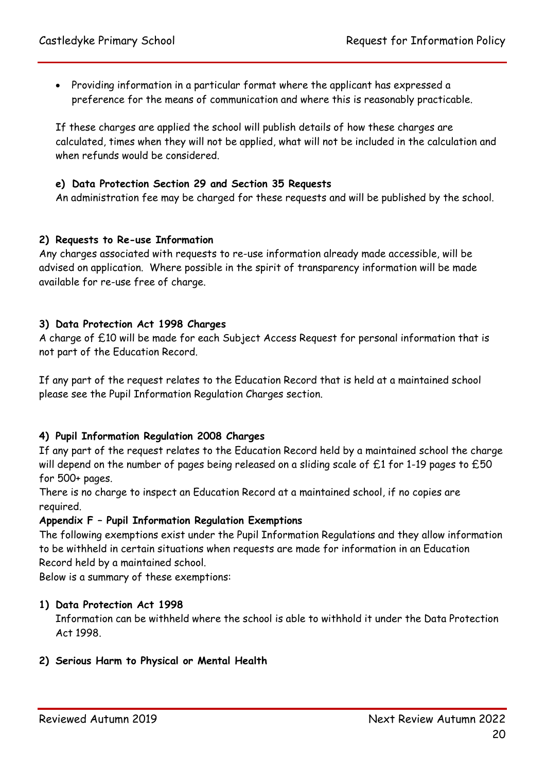- Providing information in a particular format where the applicant has expressed a preference for the means of communication and where this is reasonably practicable.

If these charges are applied the school will publish details of how these charges are calculated, times when they will not be applied, what will not be included in the calculation and when refunds would be considered.

**e) Data Protection Section 29 and Section 35 Requests**

An administration fee may be charged for these requests and will be published by the school.

**2) Requests to Re-use Information**

Any charges associated with requests to re-use information already made accessible, will be advised on application. Where possible in the spirit of transparency information will be made available for re-use free of charge.

**3) Data Protection Act 1998 Charges**

A charge of £10 will be made for each Subject Access Request for personal information that is not part of the Education Record.

If any part of the request relates to the Education Record that is held at a maintained school please see the Pupil Information Regulation Charges section.

**4) Pupil Information Regulation 2008 Charges**

If any part of the request relates to the Education Record held by a maintained school the charge will depend on the number of pages being released on a sliding scale of £1 for 1-19 pages to £50 for 500+ pages.

There is no charge to inspect an Education Record at a maintained school, if no copies are required.

**Appendix F – Pupil Information Regulation Exemptions**

The following exemptions exist under the Pupil Information Regulations and they allow information to be withheld in certain situations when requests are made for information in an Education Record held by a maintained school.

Below is a summary of these exemptions:

**1) Data Protection Act 1998**

Information can be withheld where the school is able to withhold it under the Data Protection Act 1998.

**2) Serious Harm to Physical or Mental Health**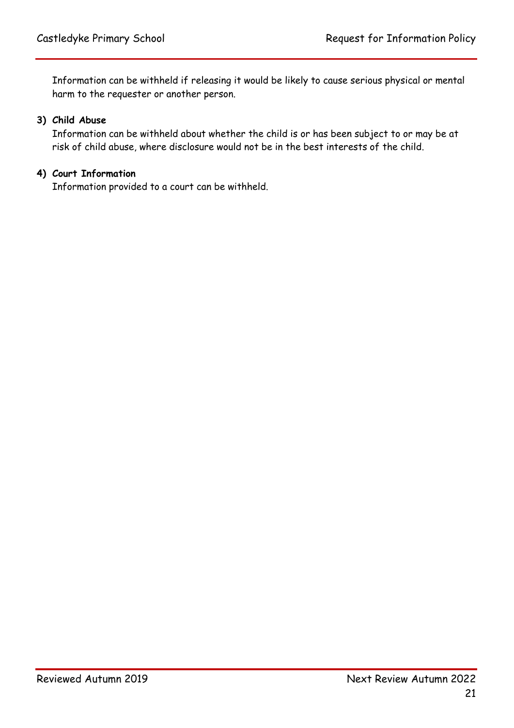Information can be withheld if releasing it would be likely to cause serious physical or mental harm to the requester or another person.

**3) Child Abuse**

Information can be withheld about whether the child is or has been subject to or may be at risk of child abuse, where disclosure would not be in the best interests of the child.

**4) Court Information**

Information provided to a court can be withheld.